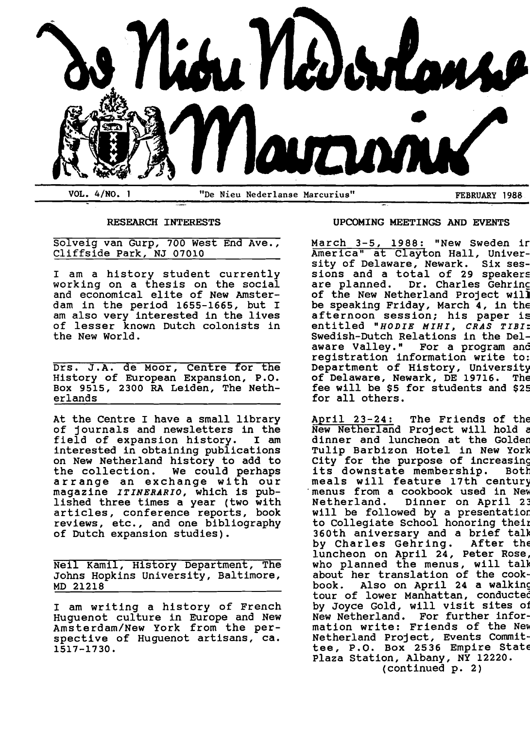# de Nieu Nederlanse Marcurius

VOL. 4/NO. 1 — "De Nieu Nederlanse Marcurius" — FEBRUARY 1988

## RESEARCH INTERESTS

Solveig van Gurp, 700 West End Ave., Cliffside Park, NJ 07010

I am a history student currently working on a thesis on the social and economical elite of New Amsterdam in the period 1655-1665, but I am also very interested in the lives of lesser known Dutch colonists in the New World.

Drs. J.A. de Moor, Centre for the History of European Expansion, P.O. Box 9515, 2300 RA Leiden, The Netherlands

At the Centre I have a small library of journals and newsletters in the field of expansion history. I am interested in obtaining publications on New Netherland history to add to the collection. We could perhaps arrange an exchange with our magazine *ITINERARIO*, which is published three times a year (two with articles, conference reports, book reviews, etc., and one bibliography of Dutch expansion studies).

Neil Kamil, History Department, The Johns Hopkins University, Baltimore, MD 21218

I am writing a history of French Huguenot culture in Europe and New Amsterdam/New York from the perspective of Huguenot artisans, ca. 1517-1730.

## UPCOMING MEETINGS AND EVENTS

March 3-5, 1988: "New Sweden in America" at Clayton Hall, University of Delaware, Newark. Six sessions and a total of 29 speakers are planned. Dr. Charles Gehring of the New Netherland Project will be speaking Friday, March 4, in the afternoon session; his paper is entitled "*HODIE MIHI, CRAS TIBI*: Swedish-Dutch Relations in the Delaware Valley." For a program and registration information write to: Department of History, University of Delaware, Newark, DE 19716. The fee will be $5 for students and $25 for all others.

April 23-24: The Friends of the New Netherland Project will hold a dinner and luncheon at the Golden Tulip Barbizon Hotel in New York City for the purpose of increasing its downstate membership. Both meals will feature 17th century menus from a cookbook used in New Netherland. Dinner on April 23 will be followed by a presentation to Collegiate School honoring their 360th aniversary and a brief talk by Charles Gehring. After the luncheon on April 24, Peter Rose, who planned the menus, will talk about her translation of the cookbook. Also on April 24 a walking tour of lower Manhattan, conducted by Joyce Gold, will visit sites of New Netherland. For further information write: Friends of the New Netherland Project, Events Committee, P.O. Box 2536 Empire State Plaza Station, Albany, NY 12220.

(continued p. 2)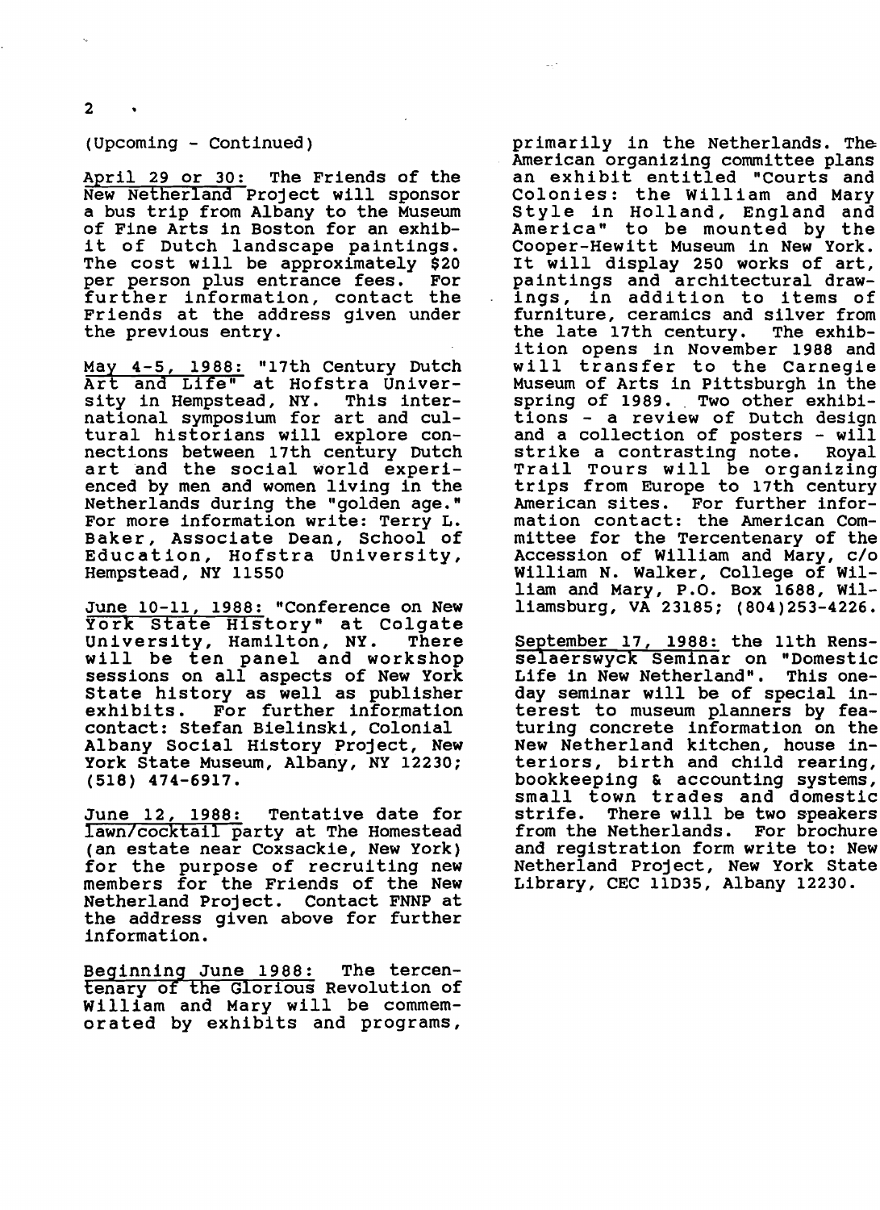(Upcoming - Continued)

April 29 or 30: The Friends of the New Netherland Project will sponsor a bus trip from Albany to the Museum of Fine Arts in Boston for an exhibit of Dutch landscape paintings. The cost will be approximately $20 per person plus entrance fees. For further information, contact the Friends at the address given under the previous entry.

May 4-5, 1988: "17th Century Dutch Art and Life" at Hofstra University in Hempstead, NY. This international symposium for art and cultural historians will explore connections between 17th century Dutch art and the social world experienced by men and women living in the Netherlands during the "golden age." For more information write: Terry L. Baker, Associate Dean, School of Education, Hofstra University, Hempstead, NY 11550

June 10-11, 1988: "Conference on New York State History" at Colgate University, Hamilton, NY. There will be ten panel and workshop sessions on all aspects of New York State history as well as publisher exhibits. For further information contact: Stefan Bielinski, Colonial Albany Social History Project, New York State Museum, Albany, NY 12230; (518) 474-6917.

June 12, 1988: Tentative date for lawn/cocktail party at The Homestead (an estate near Coxsackie, New York) for the purpose of recruiting new members for the Friends of the New Netherland Project. Contact FNNP at the address given above for further information.

Beginning June 1988: The tercentenary of the Glorious Revolution of William and Mary will be commemorated by exhibits and programs, primarily in the Netherlands. The American organizing committee plans an exhibit entitled "Courts and Colonies: the William and Mary Style in Holland, England and America" to be mounted by the Cooper-Hewitt Museum in New York. It will display 250 works of art, paintings and architectural drawings, in addition to items of furniture, ceramics and silver from the late 17th century. The exhibition opens in November 1988 and will transfer to the Carnegie Museum of Arts in Pittsburgh in the spring of 1989. Two other exhibitions - a review of Dutch design and a collection of posters - will strike a contrasting note. Royal Trail Tours will be organizing trips from Europe to 17th century American sites. For further information contact: the American Committee for the Tercentenary of the Accession of William and Mary, c/o William N. Walker, College of William and Mary, P.O. Box 1688, Williamsburg, VA 23185; (804)253-4226.

September 17, 1988: the 11th Rensselaerswyck Seminar on "Domestic Life in New Netherland". This one-day seminar will be of special interest to museum planners by featuring concrete information on the New Netherland kitchen, house interiors, birth and child rearing, bookkeeping & accounting systems, small town trades and domestic strife. There will be two speakers from the Netherlands. For brochure and registration form write to: New Netherland Project, New York State Library, CEC 11D35, Albany 12230.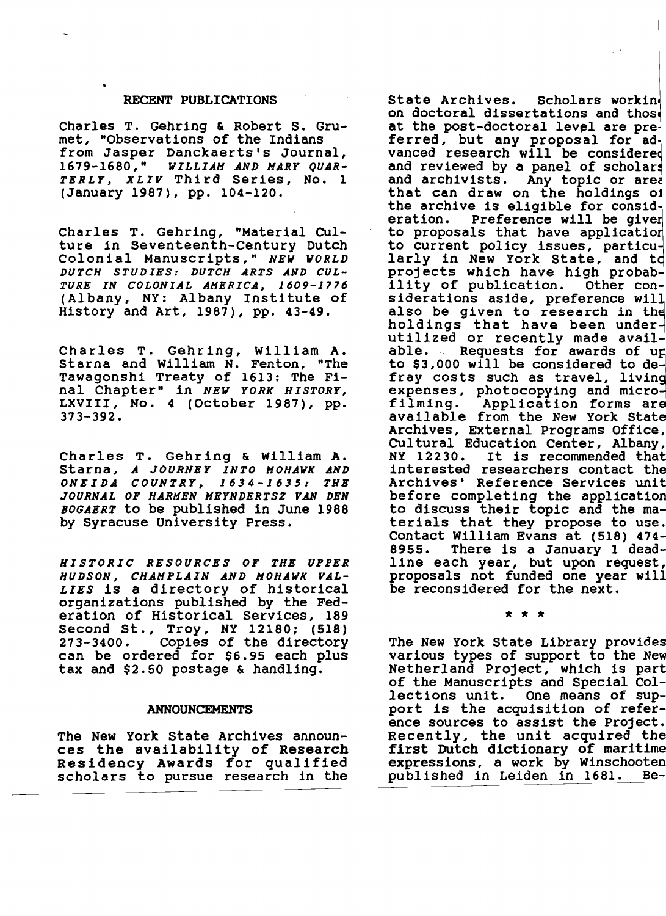## RECENT PUBLICATIONS

Charles T. Gehring & Robert S. Grumet, "Observations of the Indians from Jasper Danckaerts's Journal, 1679-1680," *WILLIAM AND MARY QUARTERLY*, *XLIV* Third Series, No. 1 (January 1987), pp. 104-120.

Charles T. Gehring, "Material Culture in Seventeenth-Century Dutch Colonial Manuscripts," *NEW WORLD DUTCH STUDIES: DUTCH ARTS AND CULTURE IN COLONIAL AMERICA, 1609-1776* (Albany, NY: Albany Institute of History and Art, 1987), pp. 43-49.

Charles T. Gehring, William A. Starna and William N. Fenton, "The Tawagonshi Treaty of 1613: The Final Chapter" in *NEW YORK HISTORY*, LXVIII, No. 4 (October 1987), pp. 373-392.

Charles T. Gehring & William A. Starna, *A JOURNEY INTO MOHAWK AND ONEIDA COUNTRY, 1634-1635: THE JOURNAL OF HARMEN MEYNDERTSZ VAN DEN BOGAERT* to be published in June 1988 by Syracuse University Press.

*HISTORIC RESOURCES OF THE UPPER HUDSON, CHAMPLAIN AND MOHAWK VALLIES* is a directory of historical organizations published by the Federation of Historical Services, 189 Second St., Troy, NY 12180; (518) 273-3400. Copies of the directory can be ordered for $6.95 each plus tax and $2.50 postage & handling.

## ANNOUNCEMENTS

The New York State Archives announces the availability of **Research Residency Awards** for qualified scholars to pursue research in the State Archives. Scholars working on doctoral dissertations and those at the post-doctoral level are preferred, but any proposal for advanced research will be considered and reviewed by a panel of scholars and archivists. Any topic or area that can draw on the holdings of the archive is eligible for consideration. Preference will be given to proposals that have application to current policy issues, particularly in New York State, and to projects which have high probability of publication. Other considerations aside, preference will also be given to research in the holdings that have been underutilized or recently made available. Requests for awards of up to $3,000 will be considered to defray costs such as travel, living expenses, photocopying and microfilming. Application forms are available from the New York State Archives, External Programs Office, Cultural Education Center, Albany, NY 12230. It is recommended that interested researchers contact the Archives' Reference Services unit before completing the application to discuss their topic and the materials that they propose to use. Contact William Evans at (518) 474-8955. There is a January 1 deadline each year, but upon request, proposals not funded one year will be reconsidered for the next.

\* \* \*

The New York State Library provides various types of support to the New Netherland Project, which is part of the Manuscripts and Special Collections unit. One means of support is the acquisition of reference sources to assist the Project. Recently, the unit acquired the **first Dutch dictionary of maritime expressions**, a work by Winschooten published in Leiden in 1681. Be-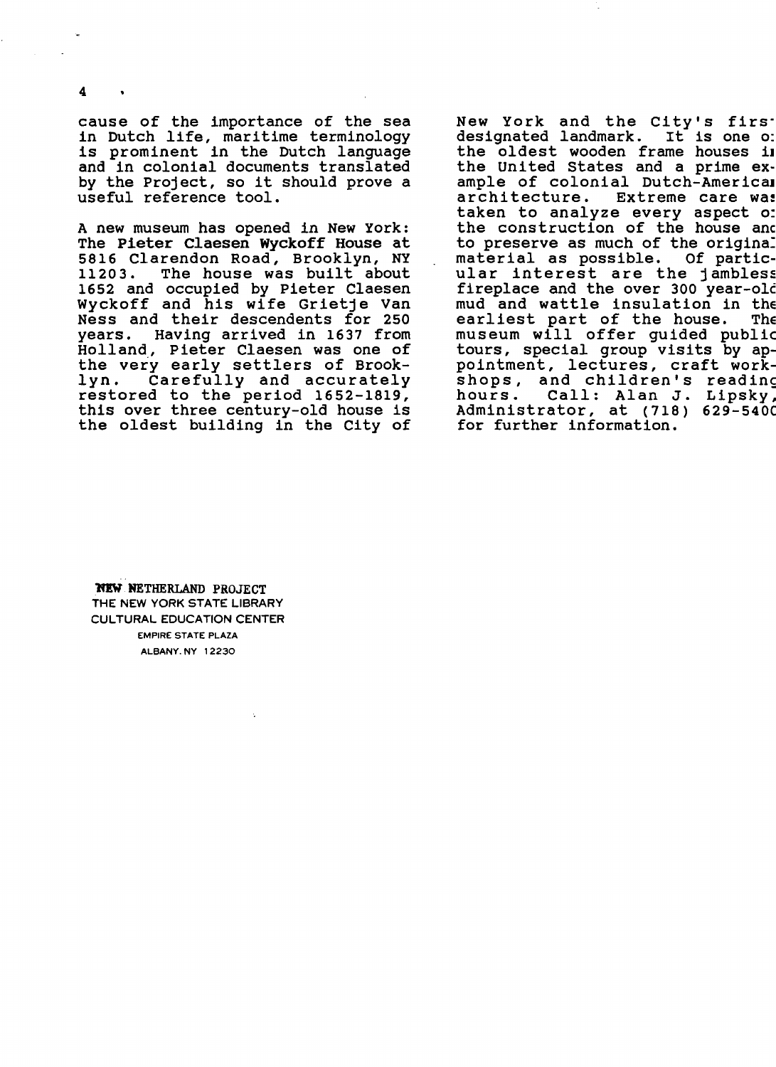cause of the importance of the sea in Dutch life, maritime terminology is prominent in the Dutch language and in colonial documents translated by the Project, so it should prove a useful reference tool.

A new museum has opened in New York: **The Pieter Claesen Wyckoff House** at 5816 Clarendon Road, Brooklyn, NY 11203. The house was built about 1652 and occupied by Pieter Claesen Wyckoff and his wife Grietje Van Ness and their descendents for 250 years. Having arrived in 1637 from Holland, Pieter Claesen was one of the very early settlers of Brooklyn. Carefully and accurately restored to the period 1652-1819, this over three century-old house is the oldest building in the City of New York and the City's first designated landmark. It is one of the oldest wooden frame houses in the United States and a prime example of colonial Dutch-American architecture. Extreme care was taken to analyze every aspect of the construction of the house and to preserve as much of the original material as possible. Of particular interest are the jambless fireplace and the over 300 year-old mud and wattle insulation in the earliest part of the house. The museum will offer guided public tours, special group visits by appointment, lectures, craft workshops, and children's reading hours. Call: Alan J. Lipsky, Administrator, at (718) 629-5400 for further information.

NEW NETHERLAND PROJECT
THE NEW YORK STATE LIBRARY
CULTURAL EDUCATION CENTER
EMPIRE STATE PLAZA
ALBANY, NY 12230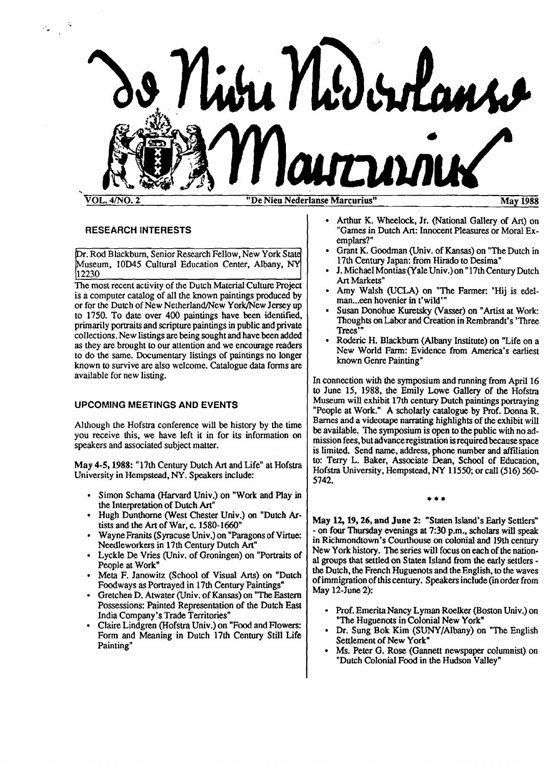# De Nieu Nederlanse Marcurius

VOL. 4/NO. 2 — "De Nieu Nederlanse Marcurius" — May 1988

## RESEARCH INTERESTS

Dr. Rod Blackburn, Senior Research Fellow, New York State Museum, 10D45 Cultural Education Center, Albany, NY 12230

The most recent activity of the Dutch Material Culture Project is a computer catalog of all the known paintings produced by or for the Dutch of New Netherland/New York/New Jersey up to 1750. To date over 400 paintings have been identified, primarily portraits and scripture paintings in public and private collections. New listings are being sought and have been added as they are brought to our attention and we encourage readers to do the same. Documentary listings of paintings no longer known to survive are also welcome. Catalogue data forms are available for new listing.

## UPCOMING MEETINGS AND EVENTS

Although the Hofstra conference will be history by the time you receive this, we have left it in for its information on speakers and associated subject matter.

**May 4-5, 1988:** "17th Century Dutch Art and Life" at Hofstra University in Hempstead, NY. Speakers include:

- Simon Schama (Harvard Univ.) on "Work and Play in the Interpretation of Dutch Art"
- Hugh Dunthorne (West Chester Univ.) on "Dutch Artists and the Art of War, c. 1580-1660"
- Wayne Franits (Syracuse Univ.) on "Paragons of Virtue: Needleworkers in 17th Century Dutch Art"
- Lyckle De Vries (Univ. of Groningen) on "Portraits of People at Work"
- Meta F. Janowitz (School of Visual Arts) on "Dutch Foodways as Portrayed in 17th Century Paintings"
- Gretchen D. Atwater (Univ. of Kansas) on "The Eastern Possessions: Painted Representation of the Dutch East India Company's Trade Territories"
- Claire Lindgren (Hofstra Univ.) on "Food and Flowers: Form and Meaning in Dutch 17th Century Still Life Painting"
- Arthur K. Wheelock, Jr. (National Gallery of Art) on "Games in Dutch Art: Innocent Pleasures or Moral Exemplars?"
- Grant K. Goodman (Univ. of Kansas) on "The Dutch in 17th Century Japan: from Hirado to Desima"
- J. Michael Montias (Yale Univ.) on "17th Century Dutch Art Markets"
- Amy Walsh (UCLA) on "The Farmer: 'Hij is edelman...een hovenier in t'wild'"
- Susan Donohue Kuretsky (Vasser) on "Artist at Work: Thoughts on Labor and Creation in Rembrandt's 'Three Trees'"
- Roderic H. Blackburn (Albany Institute) on "Life on a New World Farm: Evidence from America's earliest known Genre Painting"

In connection with the symposium and running from April 16 to June 15, 1988, the Emily Lowe Gallery of the Hofstra Museum will exhibit 17th century Dutch paintings portraying "People at Work." A scholarly catalogue by Prof. Donna R. Barnes and a videotape narrating highlights of the exhibit will be available. The symposium is open to the public with no admission fees, but advance registration is required because space is limited. Send name, address, phone number and affiliation to: Terry L. Baker, Associate Dean, School of Education, Hofstra University, Hempstead, NY 11550; or call (516) 560-5742.

\* \* \*

**May 12, 19, 26, and June 2:** "Staten Island's Early Settlers" - on four Thursday evenings at 7:30 p.m., scholars will speak in Richmondtown's Courthouse on colonial and 19th century New York history. The series will focus on each of the national groups that settled on Staten Island from the early settlers - the Dutch, the French Huguenots and the English, to the waves of immigration of this century. Speakers include (in order from May 12-June 2):

- Prof. Emerita Nancy Lyman Roelker (Boston Univ.) on "The Huguenots in Colonial New York"
- Dr. Sung Bok Kim (SUNY/Albany) on "The English Settlement of New York"
- Ms. Peter G. Rose (Gannett newspaper columnist) on "Dutch Colonial Food in the Hudson Valley"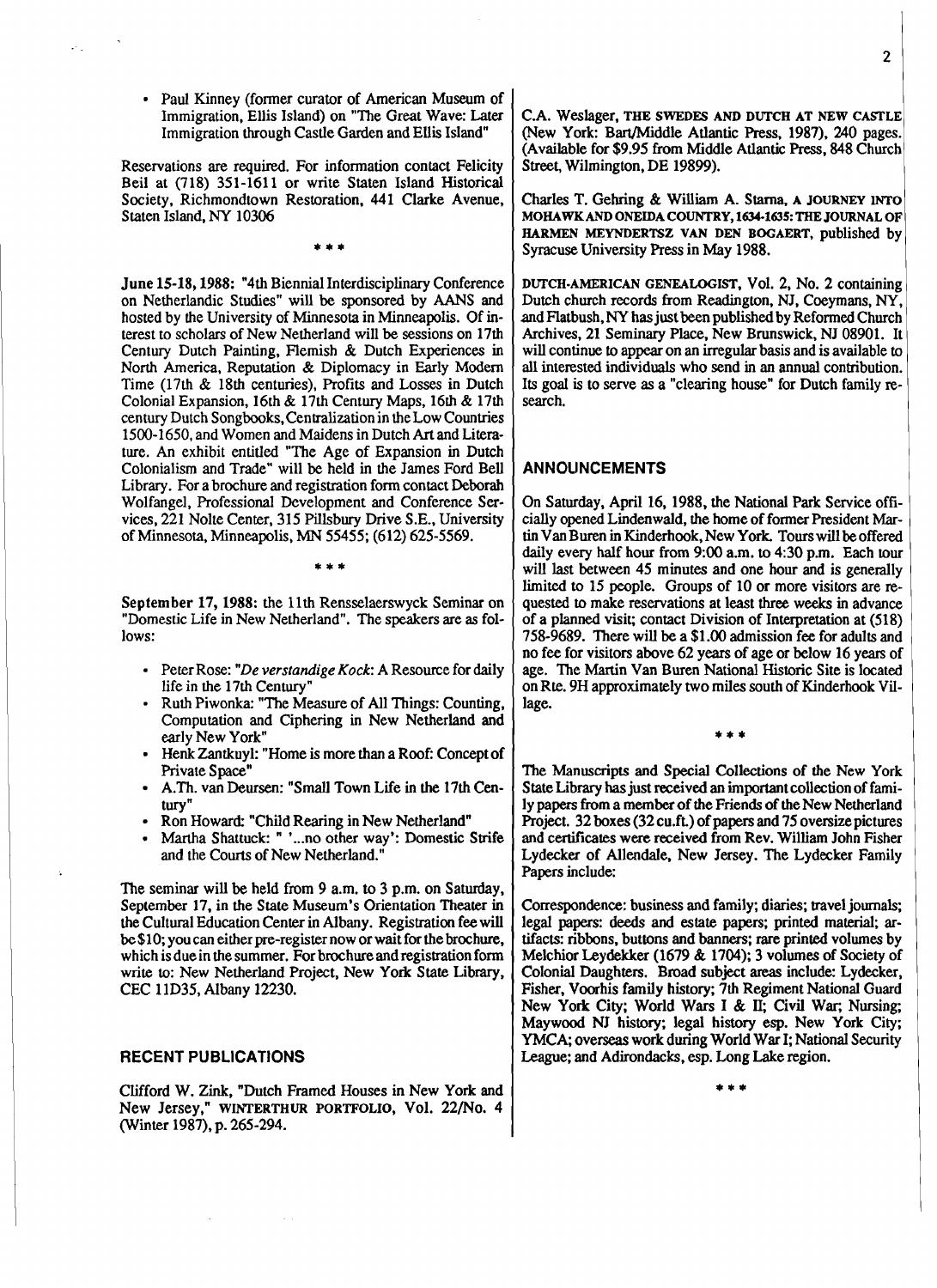- Paul Kinney (former curator of American Museum of Immigration, Ellis Island) on "The Great Wave: Later Immigration through Castle Garden and Ellis Island"

Reservations are required. For information contact Felicity Beil at (718) 351-1611 or write Staten Island Historical Society, Richmondtown Restoration, 441 Clarke Avenue, Staten Island, NY 10306

\* \* \*

**June 15-18, 1988:** "4th Biennial Interdisciplinary Conference on Netherlandic Studies" will be sponsored by AANS and hosted by the University of Minnesota in Minneapolis. Of interest to scholars of New Netherland will be sessions on 17th Century Dutch Painting, Flemish & Dutch Experiences in North America, Reputation & Diplomacy in Early Modern Time (17th & 18th centuries), Profits and Losses in Dutch Colonial Expansion, 16th & 17th Century Maps, 16th & 17th century Dutch Songbooks, Centralization in the Low Countries 1500-1650, and Women and Maidens in Dutch Art and Literature. An exhibit entitled "The Age of Expansion in Dutch Colonialism and Trade" will be held in the James Ford Bell Library. For a brochure and registration form contact Deborah Wolfangel, Professional Development and Conference Services, 221 Nolte Center, 315 Pillsbury Drive S.E., University of Minnesota, Minneapolis, MN 55455; (612) 625-5569.

\* \* \*

**September 17, 1988:** the 11th Rensselaerswyck Seminar on "Domestic Life in New Netherland". The speakers are as follows:

- Peter Rose: "*De verstandige Kock*: A Resource for daily life in the 17th Century"
- Ruth Piwonka: "The Measure of All Things: Counting, Computation and Ciphering in New Netherland and early New York"
- Henk Zantkuyl: "Home is more than a Roof: Concept of Private Space"
- A.Th. van Deursen: "Small Town Life in the 17th Century"
- Ron Howard: "Child Rearing in New Netherland"
- Martha Shattuck: " '...no other way': Domestic Strife and the Courts of New Netherland."

The seminar will be held from 9 a.m. to 3 p.m. on Saturday, September 17, in the State Museum's Orientation Theater in the Cultural Education Center in Albany. Registration fee will be $10; you can either pre-register now or wait for the brochure, which is due in the summer. For brochure and registration form write to: New Netherland Project, New York State Library, CEC 11D35, Albany 12230.

## RECENT PUBLICATIONS

Clifford W. Zink, "Dutch Framed Houses in New York and New Jersey," WINTERTHUR PORTFOLIO, Vol. 22/No. 4 (Winter 1987), p. 265-294.

C.A. Weslager, THE SWEDES AND DUTCH AT NEW CASTLE (New York: Bart/Middle Atlantic Press, 1987), 240 pages. (Available for $9.95 from Middle Atlantic Press, 848 Church Street, Wilmington, DE 19899).

Charles T. Gehring & William A. Starna, A JOURNEY INTO MOHAWK AND ONEIDA COUNTRY, 1634-1635: THE JOURNAL OF HARMEN MEYNDERTSZ VAN DEN BOGAERT, published by Syracuse University Press in May 1988.

DUTCH-AMERICAN GENEALOGIST, Vol. 2, No. 2 containing Dutch church records from Readington, NJ, Coeymans, NY, and Flatbush, NY has just been published by Reformed Church Archives, 21 Seminary Place, New Brunswick, NJ 08901. It will continue to appear on an irregular basis and is available to all interested individuals who send in an annual contribution. Its goal is to serve as a "clearing house" for Dutch family research.

## ANNOUNCEMENTS

On Saturday, April 16, 1988, the National Park Service officially opened Lindenwald, the home of former President Martin Van Buren in Kinderhook, New York. Tours will be offered daily every half hour from 9:00 a.m. to 4:30 p.m. Each tour will last between 45 minutes and one hour and is generally limited to 15 people. Groups of 10 or more visitors are requested to make reservations at least three weeks in advance of a planned visit; contact Division of Interpretation at (518) 758-9689. There will be a $1.00 admission fee for adults and no fee for visitors above 62 years of age or below 16 years of age. The Martin Van Buren National Historic Site is located on Rte. 9H approximately two miles south of Kinderhook Village.

\* \* \*

The Manuscripts and Special Collections of the New York State Library has just received an important collection of family papers from a member of the Friends of the New Netherland Project. 32 boxes (32 cu.ft.) of papers and 75 oversize pictures and certificates were received from Rev. William John Fisher Lydecker of Allendale, New Jersey. The Lydecker Family Papers include:

Correspondence: business and family; diaries; travel journals; legal papers: deeds and estate papers; printed material; artifacts: ribbons, buttons and banners; rare printed volumes by Melchior Leydekker (1679 & 1704); 3 volumes of Society of Colonial Daughters. Broad subject areas include: Lydecker, Fisher, Voorhis family history; 7th Regiment National Guard New York City; World Wars I & II; Civil War; Nursing; Maywood NJ history; legal history esp. New York City; YMCA; overseas work during World War I; National Security League; and Adirondacks, esp. Long Lake region.

\* \* \*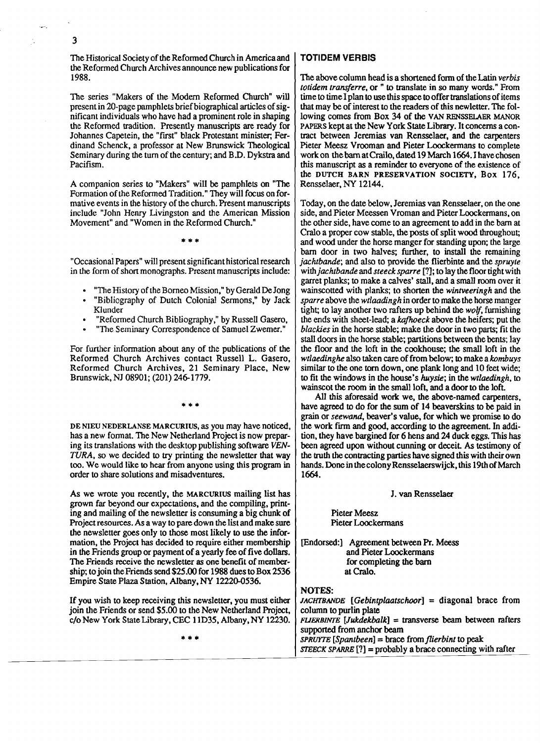The Historical Society of the Reformed Church in America and the Reformed Church Archives announce new publications for 1988.

The series "Makers of the Modern Reformed Church" will present in 20-page pamphlets brief biographical articles of significant individuals who have had a prominent role in shaping the Reformed tradition. Presently manuscripts are ready for Johannes Capetein, the "first" black Protestant minister; Ferdinand Schenck, a professor at New Brunswick Theological Seminary during the turn of the century; and B.D. Dykstra and Pacifism.

A companion series to "Makers" will be pamphlets on "The Formation of the Reformed Tradition." They will focus on formative events in the history of the church. Present manuscripts include "John Henry Livingston and the American Mission Movement" and "Women in the Reformed Church."

\* \* \*

"Occasional Papers" will present significant historical research in the form of short monographs. Present manuscripts include:

- "The History of the Borneo Mission," by Gerald De Jong
- "Bibliography of Dutch Colonial Sermons," by Jack Klunder
- "Reformed Church Bibliography," by Russell Gasero,
- "The Seminary Correspondence of Samuel Zwemer."

For further information about any of the publications of the Reformed Church Archives contact Russell L. Gasero, Reformed Church Archives, 21 Seminary Place, New Brunswick, NJ 08901; (201) 246-1779.

\* \* \*

DE NIEU NEDERLANSE MARCURIUS, as you may have noticed, has a new format. The New Netherland Project is now preparing its translations with the desktop publishing software *VENTURA*, so we decided to try printing the newsletter that way too. We would like to hear from anyone using this program in order to share solutions and misadventures.

As we wrote you recently, the MARCURIUS mailing list has grown far beyond our expectations, and the compiling, printing and mailing of the newsletter is consuming a big chunk of Project resources. As a way to pare down the list and make sure the newsletter goes only to those most likely to use the information, the Project has decided to require either membership in the Friends group or payment of a yearly fee of five dollars. The Friends receive the newsletter as one benefit of membership; to join the Friends send $25.00 for 1988 dues to Box 2536 Empire State Plaza Station, Albany, NY 12220-0536.

If you wish to keep receiving this newsletter, you must either join the Friends or send $5.00 to the New Netherland Project, c/o New York State Library, CEC 11D35, Albany, NY 12230.

\* \* \*

## TOTIDEM VERBIS

The above column head is a shortened form of the Latin *verbis totidem transferre*, or " to translate in so many words." From time to time I plan to use this space to offer translations of items that may be of interest to the readers of this newsletter. The following comes from Box 34 of the VAN RENSSELAER MANOR PAPERS kept at the New York State Library. It concerns a contract between Jeremias van Rensselaer, and the carpenters Pieter Meesz Vrooman and Pieter Loockermans to complete work on the barn at Crailo, dated 19 March 1664. I have chosen this manuscript as a reminder to everyone of the existence of the DUTCH BARN PRESERVATION SOCIETY, Box 176, Rensselaer, NY 12144.

Today, on the date below, Jeremias van Rensselaer, on the one side, and Pieter Meessen Vroman and Pieter Loockermans, on the other side, have come to an agreement to add in the barn at Cralo a proper cow stable, the posts of split wood throughout; and wood under the horse manger for standing upon; the large barn door in two halves; further, to install the remaining *jachtbande*; and also to provide the flierbinte and the *spruyte* with *jachtbande* and *steeck sparre* [?]; to lay the floor tight with garret planks; to make a calves' stall, and a small room over it wainscotted with planks; to shorten the *wintveeringh* and the *sparre* above the *wtlaadingh* in order to make the horse manger tight; to lay another two rafters up behind the *wolf*, furnishing the ends with sheet-lead; a *kafhoeck* above the heifers; put the *blackies* in the horse stable; make the door in two parts; fit the stall doors in the horse stable; partitions between the bents; lay the floor and the loft in the cookhouse; the small loft in the *wtlaedinghe* also taken care of from below; to make a *kombuys* similar to the one torn down, one plank long and 10 feet wide; to fit the windows in the house's *huysie*; in the *wtlaedingh*, to wainscot the room in the small loft, and a door to the loft.

All this aforesaid work we, the above-named carpenters, have agreed to do for the sum of 14 beaverskins to be paid in grain or *seewand*, beaver's value, for which we promise to do the work firm and good, according to the agreement. In addition, they have bargined for 6 hens and 24 duck eggs. This has been agreed upon without cunning or deceit. As testimony of the truth the contracting parties have signed this with their own hands. Done in the colony Rensselaerswijck, this 19th of March 1664.

J. van Rensselaer

Pieter Meesz
Pieter Loockermans

[Endorsed:] Agreement between Pr. Meess
and Pieter Loockermans
for completing the barn
at Cralo.

### NOTES:

*JACHTBANDE* [*Gebintplaatschoor*] = diagonal brace from column to purlin plate

*FLIERBINTE* [*Jukdekbalk*] = transverse beam between rafters supported from anchor beam

*SPRUYTE* [*Spantbeen*] = brace from *flierbint* to peak

*STEECK SPARRE* [?] = probably a brace connecting with rafter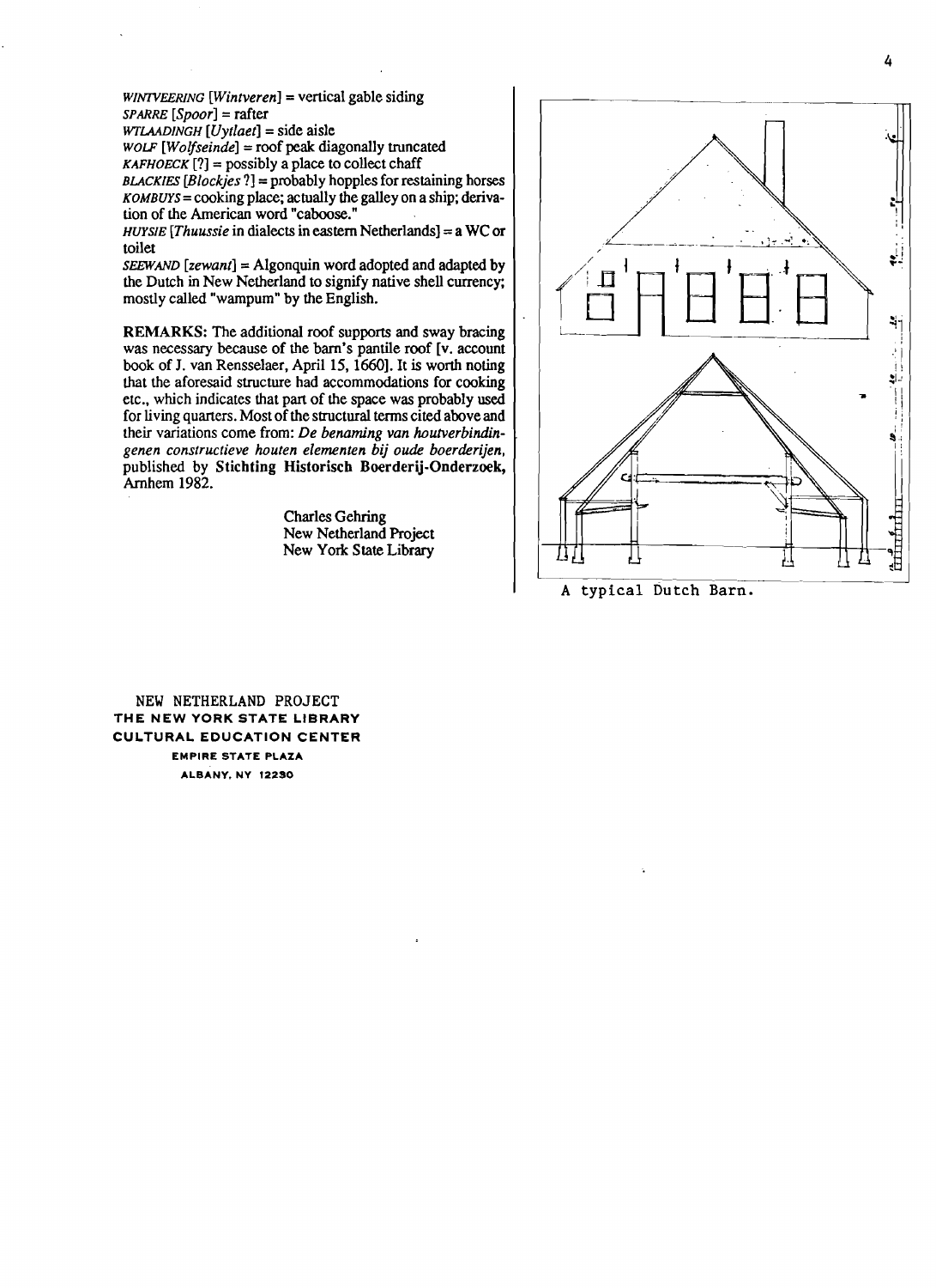*WINTVEERING* [*Wintveren*] = vertical gable siding
*SPARRE* [*Spoor*] = rafter
*WTLAADINGH* [*Uytlaet*] = side aisle
*WOLF* [*Wolfseinde*] = roof peak diagonally truncated
*KAFHOECK* [?] = possibly a place to collect chaff
*BLACKIES* [*Blockjes* ?] = probably hopples for restaining horses
*KOMBUYS* = cooking place; actually the galley on a ship; derivation of the American word "caboose."
*HUYSIE* [*Thuussie* in dialects in eastern Netherlands] = a WC or toilet
*SEEWAND* [*zewant*] = Algonquin word adopted and adapted by the Dutch in New Netherland to signify native shell currency; mostly called "wampum" by the English.

**REMARKS:** The additional roof supports and sway bracing was necessary because of the barn's pantile roof [v. account book of J. van Rensselaer, April 15, 1660]. It is worth noting that the aforesaid structure had accommodations for cooking etc., which indicates that part of the space was probably used for living quarters. Most of the structural terms cited above and their variations come from: *De benaming van houtverbindingenen constructieve houten elementen bij oude boerderijen*, published by **Stichting Historisch Boerderij-Onderzoek**, Arnhem 1982.

Charles Gehring
New Netherland Project
New York State Library

A typical Dutch Barn.

NEW NETHERLAND PROJECT
**THE NEW YORK STATE LIBRARY**
**CULTURAL EDUCATION CENTER**
EMPIRE STATE PLAZA
ALBANY, NY 12230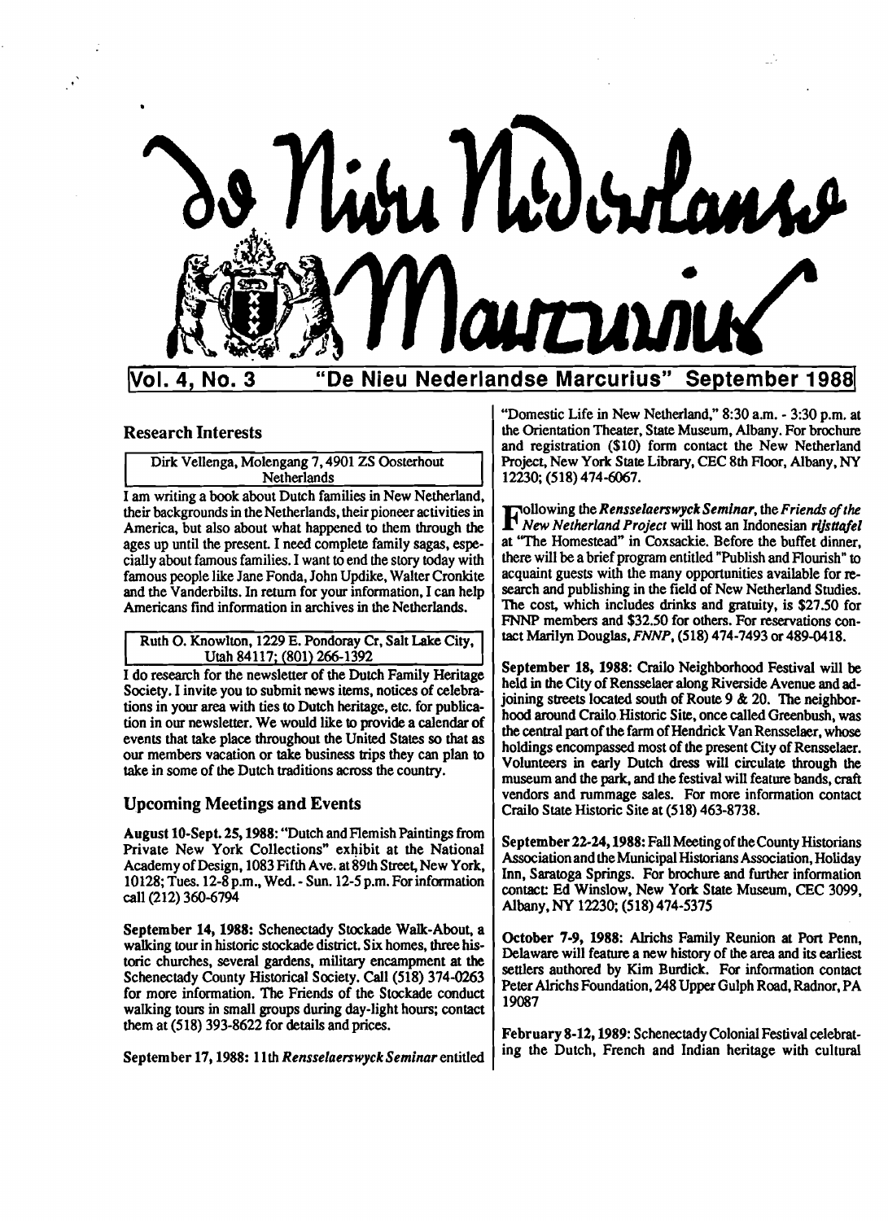# De Nieu Nederlandse Marcurius

**Vol. 4, No. 3 "De Nieu Nederlandse Marcurius" September 1988**

## Research Interests

Dirk Vellenga, Molengang 7, 4901 ZS Oosterhout Netherlands

I am writing a book about Dutch families in New Netherland, their backgrounds in the Netherlands, their pioneer activities in America, but also about what happened to them through the ages up until the present. I need complete family sagas, especially about famous families. I want to end the story today with famous people like Jane Fonda, John Updike, Walter Cronkite and the Vanderbilts. In return for your information, I can help Americans find information in archives in the Netherlands.

Ruth O. Knowlton, 1229 E. Pondoray Cr, Salt Lake City, Utah 84117; (801) 266-1392

I do research for the newsletter of the Dutch Family Heritage Society. I invite you to submit news items, notices of celebrations in your area with ties to Dutch heritage, etc. for publication in our newsletter. We would like to provide a calendar of events that take place throughout the United States so that as our members vacation or take business trips they can plan to take in some of the Dutch traditions across the country.

## Upcoming Meetings and Events

**August 10-Sept. 25, 1988:** "Dutch and Flemish Paintings from Private New York Collections" exhibit at the National Academy of Design, 1083 Fifth Ave. at 89th Street, New York, 10128; Tues. 12-8 p.m., Wed. - Sun. 12-5 p.m. For information call (212) 360-6794

**September 14, 1988:** Schenectady Stockade Walk-About, a walking tour in historic stockade district. Six homes, three historic churches, several gardens, military encampment at the Schenectady County Historical Society. Call (518) 374-0263 for more information. The Friends of the Stockade conduct walking tours in small groups during day-light hours; contact them at (518) 393-8622 for details and prices.

**September 17, 1988:** 11th *Rensselaerswyck Seminar* entitled "Domestic Life in New Netherland," 8:30 a.m. - 3:30 p.m. at the Orientation Theater, State Museum, Albany. For brochure and registration ($10) form contact the New Netherland Project, New York State Library, CEC 8th Floor, Albany, NY 12230; (518) 474-6067.

Following the *Rensselaerswyck Seminar*, the *Friends of the New Netherland Project* will host an Indonesian *rijsttafel* at "The Homestead" in Coxsackie. Before the buffet dinner, there will be a brief program entitled "Publish and Flourish" to acquaint guests with the many opportunities available for research and publishing in the field of New Netherland Studies. The cost, which includes drinks and gratuity, is $27.50 for FNNP members and $32.50 for others. For reservations contact Marilyn Douglas, *FNNP*, (518) 474-7493 or 489-0418.

**September 18, 1988:** Crailo Neighborhood Festival will be held in the City of Rensselaer along Riverside Avenue and adjoining streets located south of Route 9 & 20. The neighborhood around Crailo Historic Site, once called Greenbush, was the central part of the farm of Hendrick Van Rensselaer, whose holdings encompassed most of the present City of Rensselaer. Volunteers in early Dutch dress will circulate through the museum and the park, and the festival will feature bands, craft vendors and rummage sales. For more information contact Crailo State Historic Site at (518) 463-8738.

**September 22-24, 1988:** Fall Meeting of the County Historians Association and the Municipal Historians Association, Holiday Inn, Saratoga Springs. For brochure and further information contact: Ed Winslow, New York State Museum, CEC 3099, Albany, NY 12230; (518) 474-5375

**October 7-9, 1988:** Alrichs Family Reunion at Port Penn, Delaware will feature a new history of the area and its earliest settlers authored by Kim Burdick. For information contact Peter Alrichs Foundation, 248 Upper Gulph Road, Radnor, PA 19087

**February 8-12, 1989:** Schenectady Colonial Festival celebrating the Dutch, French and Indian heritage with cultural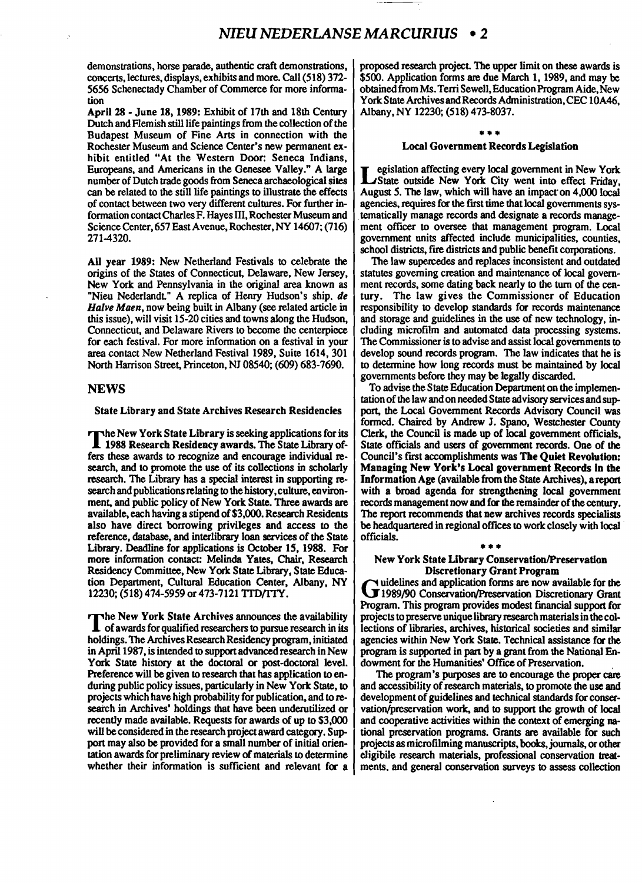demonstrations, horse parade, authentic craft demonstrations, concerts, lectures, displays, exhibits and more. Call (518) 372-5656 Schenectady Chamber of Commerce for more information

**April 28 - June 18, 1989:** Exhibit of 17th and 18th Century Dutch and Flemish still life paintings from the collection of the Budapest Museum of Fine Arts in connection with the Rochester Museum and Science Center's new permanent exhibit entitled "At the Western Door: Seneca Indians, Europeans, and Americans in the Genesee Valley." A large number of Dutch trade goods from Seneca archaeological sites can be related to the still life paintings to illustrate the effects of contact between two very different cultures. For further information contact Charles F. Hayes III, Rochester Museum and Science Center, 657 East Avenue, Rochester, NY 14607; (716) 271-4320.

**All year 1989:** New Netherland Festivals to celebrate the origins of the States of Connecticut, Delaware, New Jersey, New York and Pennsylvania in the original area known as "Nieu Nederlandt." A replica of Henry Hudson's ship, ***de Halve Maen***, now being built in Albany (see related article in this issue), will visit 15-20 cities and towns along the Hudson, Connecticut, and Delaware Rivers to become the centerpiece for each festival. For more information on a festival in your area contact New Netherland Festival 1989, Suite 1614, 301 North Harrison Street, Princeton, NJ 08540; (609) 683-7690.

## NEWS

### State Library and State Archives Research Residencies

The New York State Library is seeking applications for its **1988 Research Residency awards.** The State Library offers these awards to recognize and encourage individual research, and to promote the use of its collections in scholarly research. The Library has a special interest in supporting research and publications relating to the history, culture, environment, and public policy of New York State. Three awards are available, each having a stipend of $3,000. Research Residents also have direct borrowing privileges and access to the reference, database, and interlibrary loan services of the State Library. Deadline for applications is October 15, 1988. For more information contact: Melinda Yates, Chair, Research Residency Committee, New York State Library, State Education Department, Cultural Education Center, Albany, NY 12230; (518) 474-5959 or 473-7121 TTD/TTY.

The New York State Archives announces the availability of awards for qualified researchers to pursue research in its holdings. The Archives Research Residency program, initiated in April 1987, is intended to support advanced research in New York State history at the doctoral or post-doctoral level. Preference will be given to research that has application to enduring public policy issues, particularly in New York State, to projects which have high probability for publication, and to research in Archives' holdings that have been underutilized or recently made available. Requests for awards of up to $3,000 will be considered in the research project award category. Support may also be provided for a small number of initial orientation awards for preliminary review of materials to determine whether their information is sufficient and relevant for a proposed research project. The upper limit on these awards is $500. Application forms are due March 1, 1989, and may be obtained from Ms. Terri Sewell, Education Program Aide, New York State Archives and Records Administration, CEC 10A46, Albany, NY 12230; (518) 473-8037.

\* \* \*

### Local Government Records Legislation

Legislation affecting every local government in New York State outside New York City went into effect Friday, August 5. The law, which will have an impact on 4,000 local agencies, requires for the first time that local governments systematically manage records and designate a records management officer to oversee that management program. Local government units affected include municipalities, counties, school districts, fire districts and public benefit corporations.

The law supercedes and replaces inconsistent and outdated statutes governing creation and maintenance of local government records, some dating back nearly to the turn of the century. The law gives the Commissioner of Education responsibility to develop standards for records maintenance and storage and guidelines in the use of new technology, including microfilm and automated data processing systems. The Commissioner is to advise and assist local governments to develop sound records program. The law indicates that he is to determine how long records must be maintained by local governments before they may be legally discarded.

To advise the State Education Department on the implementation of the law and on needed State advisory services and support, the Local Government Records Advisory Council was formed. Chaired by Andrew J. Spano, Westchester County Clerk, the Council is made up of local government officials, State officials and users of government records. One of the Council's first accomplishments was **The Quiet Revolution: Managing New York's Local government Records in the Information Age** (available from the State Archives), a report with a broad agenda for strengthening local government records management now and for the remainder of the century. The report recommends that new archives records specialists be headquartered in regional offices to work closely with local officials.

\* \* \*

### New York State Library Conservation/Preservation Discretionary Grant Program

Guidelines and application forms are now available for the 1989/90 Conservation/Preservation Discretionary Grant Program. This program provides modest financial support for projects to preserve unique library research materials in the collections of libraries, archives, historical societies and similar agencies within New York State. Technical assistance for the program is supported in part by a grant from the National Endowment for the Humanities' Office of Preservation.

The program's purposes are to encourage the proper care and accessibility of research materials, to promote the use and development of guidelines and technical standards for conservation/preservation work, and to support the growth of local and cooperative activities within the context of emerging national preservation programs. Grants are available for such projects as microfilming manuscripts, books, journals, or other eligible research materials, professional conservation treatments, and general conservation surveys to assess collection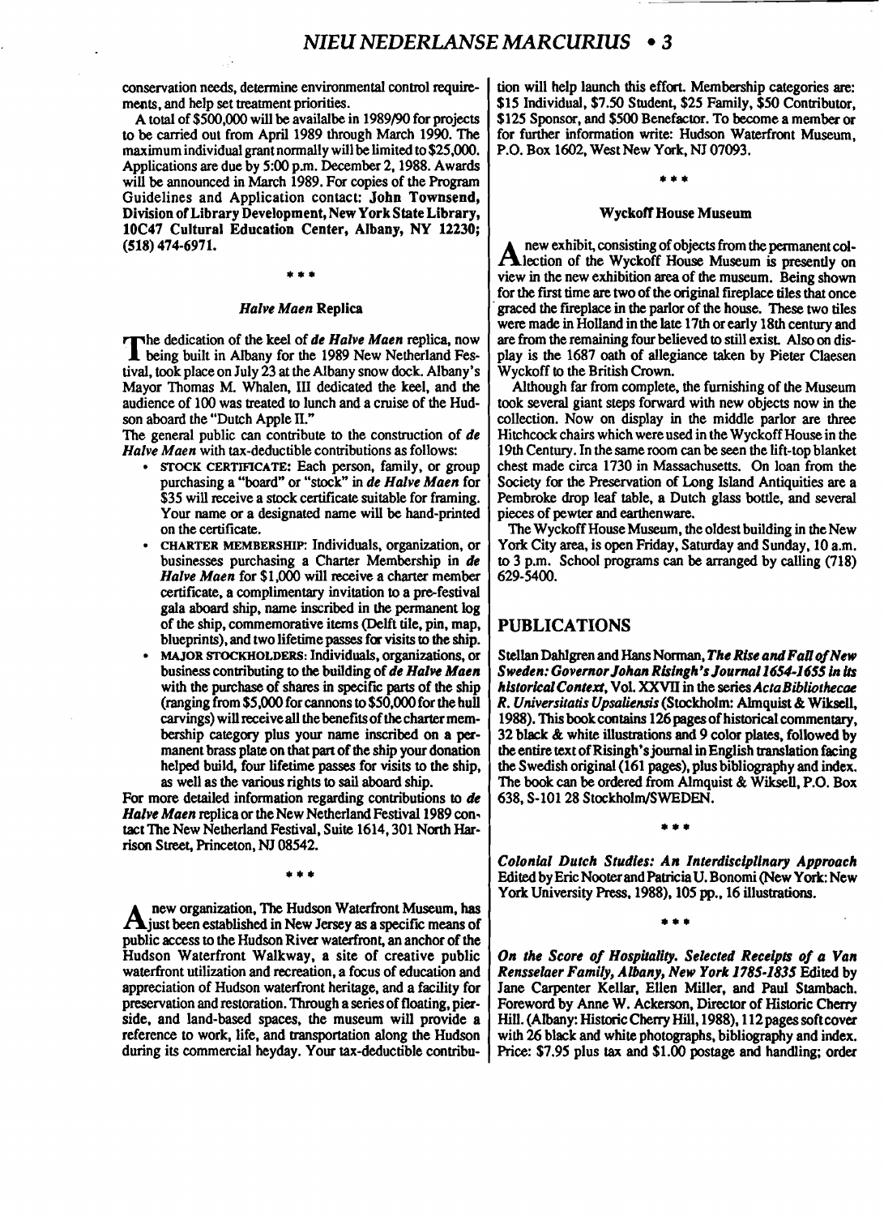conservation needs, determine environmental control requirements, and help set treatment priorities.

A total of $500,000 will be availalbe in 1989/90 for projects to be carried out from April 1989 through March 1990. The maximum individual grant normally will be limited to $25,000. Applications are due by 5:00 p.m. December 2, 1988. Awards will be announced in March 1989. For copies of the Program Guidelines and Application contact: **John Townsend, Division of Library Development, New York State Library, 10C47 Cultural Education Center, Albany, NY 12230; (518) 474-6971.**

\* \* \*

### *Halve Maen* Replica

The dedication of the keel of ***de Halve Maen*** replica, now being built in Albany for the 1989 New Netherland Festival, took place on July 23 at the Albany snow dock. Albany's Mayor Thomas M. Whalen, III dedicated the keel, and the audience of 100 was treated to lunch and a cruise of the Hudson aboard the "Dutch Apple II."

The general public can contribute to the construction of ***de Halve Maen*** with tax-deductible contributions as follows:

- STOCK CERTIFICATE: Each person, family, or group purchasing a "board" or "stock" in ***de Halve Maen*** for $35 will receive a stock certificate suitable for framing. Your name or a designated name will be hand-printed on the certificate.
- CHARTER MEMBERSHIP: Individuals, organization, or businesses purchasing a Charter Membership in ***de Halve Maen*** for $1,000 will receive a charter member certificate, a complimentary invitation to a pre-festival gala aboard ship, name inscribed in the permanent log of the ship, commemorative items (Delft tile, pin, map, blueprints), and two lifetime passes for visits to the ship.
- MAJOR STOCKHOLDERS: Individuals, organizations, or business contributing to the building of ***de Halve Maen*** with the purchase of shares in specific parts of the ship (ranging from $5,000 for cannons to $50,000 for the hull carvings) will receive all the benefits of the charter membership category plus your name inscribed on a permanent brass plate on that part of the ship your donation helped build, four lifetime passes for visits to the ship, as well as the various rights to sail aboard ship.

For more detailed information regarding contributions to ***de Halve Maen*** replica or the New Netherland Festival 1989 contact The New Netherland Festival, Suite 1614, 301 North Harrison Street, Princeton, NJ 08542.

\* \* \*

A new organization, The Hudson Waterfront Museum, has just been established in New Jersey as a specific means of public access to the Hudson River waterfront, an anchor of the Hudson Waterfront Walkway, a site of creative public waterfront utilization and recreation, a focus of education and appreciation of Hudson waterfront heritage, and a facility for preservation and restoration. Through a series of floating, pierside, and land-based spaces, the museum will provide a reference to work, life, and transportation along the Hudson during its commercial heyday. Your tax-deductible contribution will help launch this effort. Membership categories are: $15 Individual, $7.50 Student, $25 Family, $50 Contributor, $125 Sponsor, and $500 Benefactor. To become a member or for further information write: Hudson Waterfront Museum, P.O. Box 1602, West New York, NJ 07093.

\* \* \*

### Wyckoff House Museum

A new exhibit, consisting of objects from the permanent collection of the Wyckoff House Museum is presently on view in the new exhibition area of the museum. Being shown for the first time are two of the original fireplace tiles that once graced the fireplace in the parlor of the house. These two tiles were made in Holland in the late 17th or early 18th century and are from the remaining four believed to still exist. Also on display is the 1687 oath of allegiance taken by Pieter Claesen Wyckoff to the British Crown.

Although far from complete, the furnishing of the Museum took several giant steps forward with new objects now in the collection. Now on display in the middle parlor are three Hitchcock chairs which were used in the Wyckoff House in the 19th Century. In the same room can be seen the lift-top blanket chest made circa 1730 in Massachusetts. On loan from the Society for the Preservation of Long Island Antiquities are a Pembroke drop leaf table, a Dutch glass bottle, and several pieces of pewter and earthenware.

The Wyckoff House Museum, the oldest building in the New York City area, is open Friday, Saturday and Sunday, 10 a.m. to 3 p.m. School programs can be arranged by calling (718) 629-5400.

## PUBLICATIONS

Stellan Dahlgren and Hans Norman, ***The Rise and Fall of New Sweden: Governor Johan Risingh's Journal 1654-1655 in its historical Context***, Vol. XXVII in the series ***Acta Bibliothecae R. Universitatis Upsaliensis*** (Stockholm: Almquist & Wiksell, 1988). This book contains 126 pages of historical commentary, 32 black & white illustrations and 9 color plates, followed by the entire text of Risingh's journal in English translation facing the Swedish original (161 pages), plus bibliography and index. The book can be ordered from Almquist & Wiksell, P.O. Box 638, S-101 28 Stockholm/SWEDEN.

\* \* \*

***Colonial Dutch Studies: An Interdisciplinary Approach*** Edited by Eric Nooter and Patricia U. Bonomi (New York: New York University Press, 1988), 105 pp., 16 illustrations.

\* \* \*

***On the Score of Hospitality. Selected Receipts of a Van Rensselaer Family, Albany, New York 1785-1835*** Edited by Jane Carpenter Kellar, Ellen Miller, and Paul Stambach. Foreword by Anne W. Ackerson, Director of Historic Cherry Hill. (Albany: Historic Cherry Hill, 1988), 112 pages soft cover with 26 black and white photographs, bibliography and index. Price: $7.95 plus tax and $1.00 postage and handling; order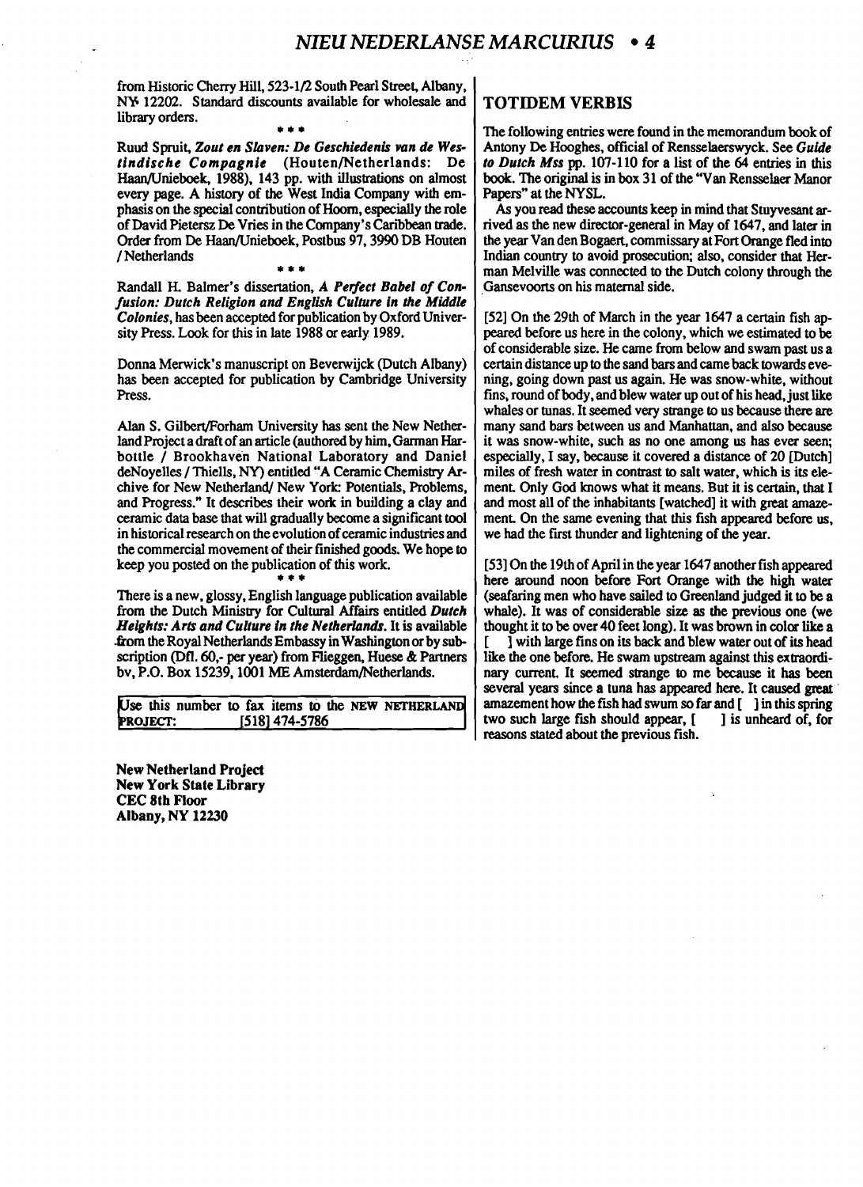from Historic Cherry Hill, 523-1/2 South Pearl Street, Albany, NY 12202. Standard discounts available for wholesale and library orders.

\* \* \*

Ruud Spruit, ***Zout en Slaven: De Geschiedenis van de Westindische Compagnie*** (Houten/Netherlands: De Haan/Unieboek, 1988), 143 pp. with illustrations on almost every page. A history of the West India Company with emphasis on the special contribution of Hoorn, especially the role of David Pietersz De Vries in the Company's Caribbean trade. Order from De Haan/Unieboek, Postbus 97, 3990 DB Houten / Netherlands

\* \* \*

Randall H. Balmer's dissertation, ***A Perfect Babel of Confusion: Dutch Religion and English Culture in the Middle Colonies***, has been accepted for publication by Oxford University Press. Look for this in late 1988 or early 1989.

Donna Merwick's manuscript on Beverwijck (Dutch Albany) has been accepted for publication by Cambridge University Press.

Alan S. Gilbert/Forham University has sent the New Netherland Project a draft of an article (authored by him, Garman Harbottle / Brookhaven National Laboratory and Daniel deNoyelles / Thiells, NY) entitled "A Ceramic Chemistry Archive for New Netherland/ New York: Potentials, Problems, and Progress." It describes their work in building a clay and ceramic data base that will gradually become a significant tool in historical research on the evolution of ceramic industries and the commercial movement of their finished goods. We hope to keep you posted on the publication of this work.

\* \* \*

There is a new, glossy, English language publication available from the Dutch Ministry for Cultural Affairs entitled ***Dutch Heights: Arts and Culture in the Netherlands***. It is available from the Royal Netherlands Embassy in Washington or by subscription (Dfl. 60,- per year) from Flieggen, Huese & Partners bv, P.O. Box 15239, 1001 ME Amsterdam/Netherlands.

Use this number to fax items to the NEW NETHERLAND PROJECT: [518] 474-5786

**New Netherland Project**
**New York State Library**
**CEC 8th Floor**
**Albany, NY 12230**

## TOTIDEM VERBIS

The following entries were found in the memorandum book of Antony De Hooghes, official of Rensselaerswyck. See ***Guide to Dutch Mss*** pp. 107-110 for a list of the 64 entries in this book. The original is in box 31 of the "Van Rensselaer Manor Papers" at the NYSL.

As you read these accounts keep in mind that Stuyvesant arrived as the new director-general in May of 1647, and later in the year Van den Bogaert, commissary at Fort Orange fled into Indian country to avoid prosecution; also, consider that Herman Melville was connected to the Dutch colony through the Gansevoorts on his maternal side.

[52] On the 29th of March in the year 1647 a certain fish appeared before us here in the colony, which we estimated to be of considerable size. He came from below and swam past us a certain distance up to the sand bars and came back towards evening, going down past us again. He was snow-white, without fins, round of body, and blew water up out of his head, just like whales or tunas. It seemed very strange to us because there are many sand bars between us and Manhattan, and also because it was snow-white, such as no one among us has ever seen; especially, I say, because it covered a distance of 20 [Dutch] miles of fresh water in contrast to salt water, which is its element. Only God knows what it means. But it is certain, that I and most all of the inhabitants [watched] it with great amazement. On the same evening that this fish appeared before us, we had the first thunder and lightening of the year.

[53] On the 19th of April in the year 1647 another fish appeared here around noon before Fort Orange with the high water (seafaring men who have sailed to Greenland judged it to be a whale). It was of considerable size as the previous one (we thought it to be over 40 feet long). It was brown in color like a [ ] with large fins on its back and blew water out of its head like the one before. He swam upstream against this extraordinary current. It seemed strange to me because it has been several years since a tuna has appeared here. It caused great amazement how the fish had swum so far and [ ] in this spring two such large fish should appear, [ ] is unheard of, for reasons stated about the previous fish.